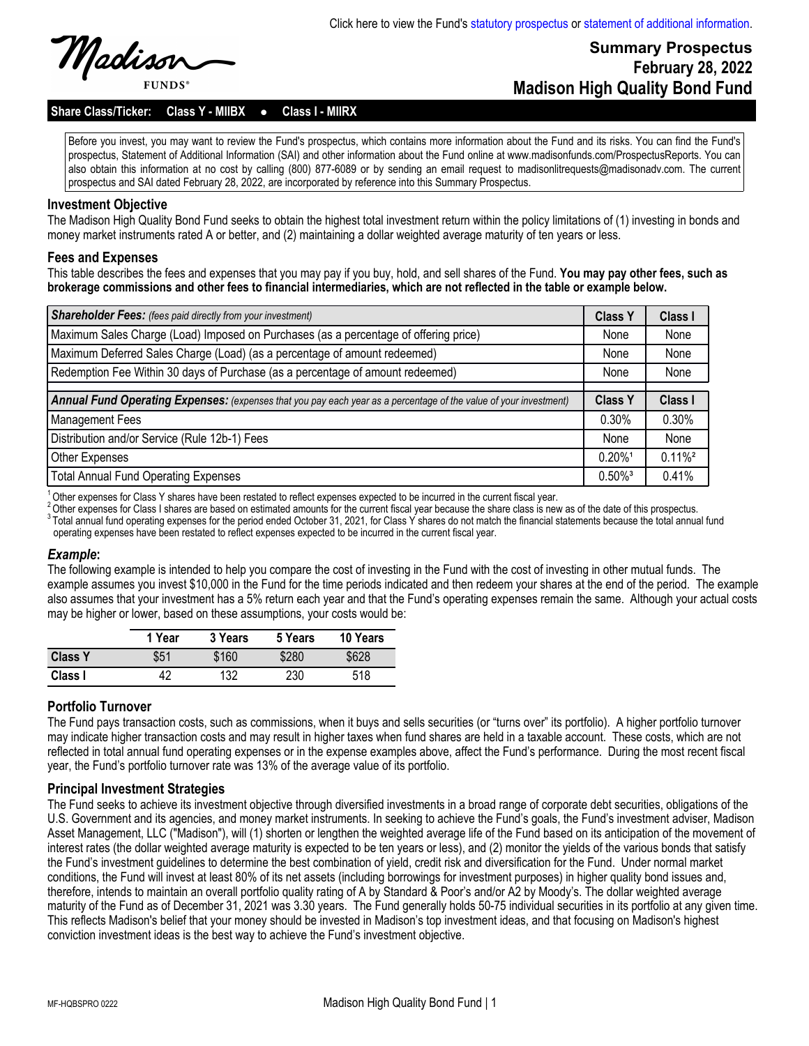Click here to view the Fund's statutory prospectus or statement of additional information.

Madison FUNDS®

# Summary Prospectus
## February 28, 2022
## Madison High Quality Bond Fund

**Share Class/Ticker: Class Y - MIIBX ● Class I - MIIRX**

Before you invest, you may want to review the Fund's prospectus, which contains more information about the Fund and its risks. You can find the Fund's prospectus, Statement of Additional Information (SAI) and other information about the Fund online at www.madisonfunds.com/ProspectusReports. You can also obtain this information at no cost by calling (800) 877-6089 or by sending an email request to madisonlitrequests@madisonadv.com. The current prospectus and SAI dated February 28, 2022, are incorporated by reference into this Summary Prospectus.

### Investment Objective

The Madison High Quality Bond Fund seeks to obtain the highest total investment return within the policy limitations of (1) investing in bonds and money market instruments rated A or better, and (2) maintaining a dollar weighted average maturity of ten years or less.

### Fees and Expenses

This table describes the fees and expenses that you may pay if you buy, hold, and sell shares of the Fund. **You may pay other fees, such as brokerage commissions and other fees to financial intermediaries, which are not reflected in the table or example below.**

| ***Shareholder Fees:*** *(fees paid directly from your investment)* | Class Y | Class I |
|---|---|---|
| Maximum Sales Charge (Load) Imposed on Purchases (as a percentage of offering price) | None | None |
| Maximum Deferred Sales Charge (Load) (as a percentage of amount redeemed) | None | None |
| Redemption Fee Within 30 days of Purchase (as a percentage of amount redeemed) | None | None |
| | | |
| ***Annual Fund Operating Expenses:*** *(expenses that you pay each year as a percentage of the value of your investment)* | **Class Y** | **Class I** |
| Management Fees | 0.30% | 0.30% |
| Distribution and/or Service (Rule 12b-1) Fees | None | None |
| Other Expenses | 0.20%[1] | 0.11%[2] |
| Total Annual Fund Operating Expenses | 0.50%[3] | 0.41% |

[1] Other expenses for Class Y shares have been restated to reflect expenses expected to be incurred in the current fiscal year.
[2] Other expenses for Class I shares are based on estimated amounts for the current fiscal year because the share class is new as of the date of this prospectus.
[3] Total annual fund operating expenses for the period ended October 31, 2021, for Class Y shares do not match the financial statements because the total annual fund operating expenses have been restated to reflect expenses expected to be incurred in the current fiscal year.

### *Example*:

The following example is intended to help you compare the cost of investing in the Fund with the cost of investing in other mutual funds. The example assumes you invest $10,000 in the Fund for the time periods indicated and then redeem your shares at the end of the period. The example also assumes that your investment has a 5% return each year and that the Fund's operating expenses remain the same. Although your actual costs may be higher or lower, based on these assumptions, your costs would be:

| | 1 Year | 3 Years | 5 Years | 10 Years |
|---|---|---|---|---|
| **Class Y** | $51 | $160 | $280 | $628 |
| **Class I** | 42 | 132 | 230 | 518 |

### Portfolio Turnover

The Fund pays transaction costs, such as commissions, when it buys and sells securities (or "turns over" its portfolio). A higher portfolio turnover may indicate higher transaction costs and may result in higher taxes when fund shares are held in a taxable account. These costs, which are not reflected in total annual fund operating expenses or in the expense examples above, affect the Fund's performance. During the most recent fiscal year, the Fund's portfolio turnover rate was 13% of the average value of its portfolio.

### Principal Investment Strategies

The Fund seeks to achieve its investment objective through diversified investments in a broad range of corporate debt securities, obligations of the U.S. Government and its agencies, and money market instruments. In seeking to achieve the Fund's goals, the Fund's investment adviser, Madison Asset Management, LLC ("Madison"), will (1) shorten or lengthen the weighted average life of the Fund based on its anticipation of the movement of interest rates (the dollar weighted average maturity is expected to be ten years or less), and (2) monitor the yields of the various bonds that satisfy the Fund's investment guidelines to determine the best combination of yield, credit risk and diversification for the Fund. Under normal market conditions, the Fund will invest at least 80% of its net assets (including borrowings for investment purposes) in higher quality bond issues and, therefore, intends to maintain an overall portfolio quality rating of A by Standard & Poor's and/or A2 by Moody's. The dollar weighted average maturity of the Fund as of December 31, 2021 was 3.30 years. The Fund generally holds 50-75 individual securities in its portfolio at any given time. This reflects Madison's belief that your money should be invested in Madison's top investment ideas, and that focusing on Madison's highest conviction investment ideas is the best way to achieve the Fund's investment objective.

MF-HQBSPRO 0222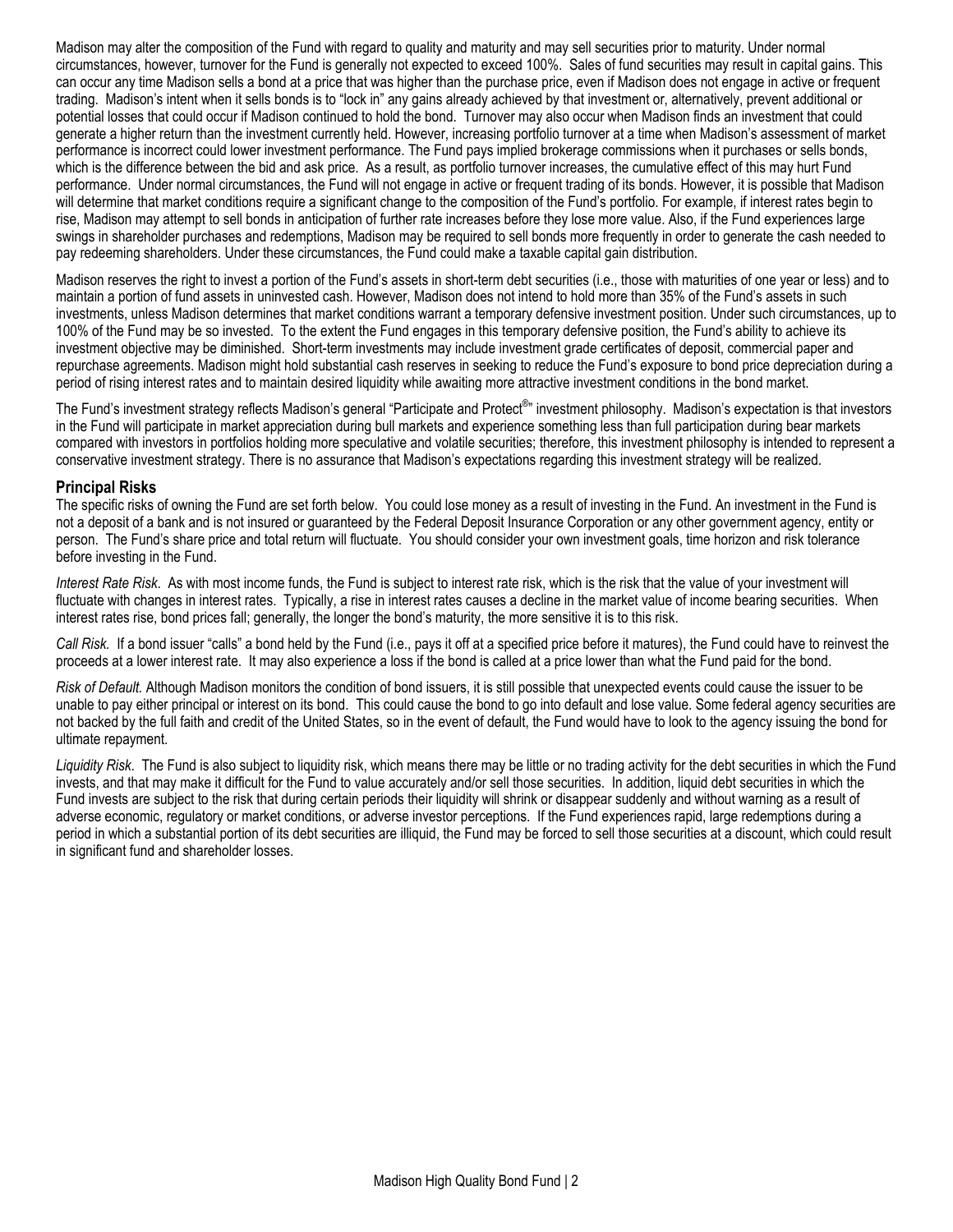Madison may alter the composition of the Fund with regard to quality and maturity and may sell securities prior to maturity. Under normal circumstances, however, turnover for the Fund is generally not expected to exceed 100%. Sales of fund securities may result in capital gains. This can occur any time Madison sells a bond at a price that was higher than the purchase price, even if Madison does not engage in active or frequent trading. Madison's intent when it sells bonds is to "lock in" any gains already achieved by that investment or, alternatively, prevent additional or potential losses that could occur if Madison continued to hold the bond. Turnover may also occur when Madison finds an investment that could generate a higher return than the investment currently held. However, increasing portfolio turnover at a time when Madison's assessment of market performance is incorrect could lower investment performance. The Fund pays implied brokerage commissions when it purchases or sells bonds, which is the difference between the bid and ask price. As a result, as portfolio turnover increases, the cumulative effect of this may hurt Fund performance. Under normal circumstances, the Fund will not engage in active or frequent trading of its bonds. However, it is possible that Madison will determine that market conditions require a significant change to the composition of the Fund's portfolio. For example, if interest rates begin to rise, Madison may attempt to sell bonds in anticipation of further rate increases before they lose more value. Also, if the Fund experiences large swings in shareholder purchases and redemptions, Madison may be required to sell bonds more frequently in order to generate the cash needed to pay redeeming shareholders. Under these circumstances, the Fund could make a taxable capital gain distribution.

Madison reserves the right to invest a portion of the Fund's assets in short-term debt securities (i.e., those with maturities of one year or less) and to maintain a portion of fund assets in uninvested cash. However, Madison does not intend to hold more than 35% of the Fund's assets in such investments, unless Madison determines that market conditions warrant a temporary defensive investment position. Under such circumstances, up to 100% of the Fund may be so invested. To the extent the Fund engages in this temporary defensive position, the Fund's ability to achieve its investment objective may be diminished. Short-term investments may include investment grade certificates of deposit, commercial paper and repurchase agreements. Madison might hold substantial cash reserves in seeking to reduce the Fund's exposure to bond price depreciation during a period of rising interest rates and to maintain desired liquidity while awaiting more attractive investment conditions in the bond market.

The Fund's investment strategy reflects Madison's general "Participate and Protect®" investment philosophy. Madison's expectation is that investors in the Fund will participate in market appreciation during bull markets and experience something less than full participation during bear markets compared with investors in portfolios holding more speculative and volatile securities; therefore, this investment philosophy is intended to represent a conservative investment strategy. There is no assurance that Madison's expectations regarding this investment strategy will be realized.

## Principal Risks

The specific risks of owning the Fund are set forth below. You could lose money as a result of investing in the Fund. An investment in the Fund is not a deposit of a bank and is not insured or guaranteed by the Federal Deposit Insurance Corporation or any other government agency, entity or person. The Fund's share price and total return will fluctuate. You should consider your own investment goals, time horizon and risk tolerance before investing in the Fund.

*Interest Rate Risk*. As with most income funds, the Fund is subject to interest rate risk, which is the risk that the value of your investment will fluctuate with changes in interest rates. Typically, a rise in interest rates causes a decline in the market value of income bearing securities. When interest rates rise, bond prices fall; generally, the longer the bond's maturity, the more sensitive it is to this risk.

*Call Risk.* If a bond issuer "calls" a bond held by the Fund (i.e., pays it off at a specified price before it matures), the Fund could have to reinvest the proceeds at a lower interest rate. It may also experience a loss if the bond is called at a price lower than what the Fund paid for the bond.

*Risk of Default.* Although Madison monitors the condition of bond issuers, it is still possible that unexpected events could cause the issuer to be unable to pay either principal or interest on its bond. This could cause the bond to go into default and lose value. Some federal agency securities are not backed by the full faith and credit of the United States, so in the event of default, the Fund would have to look to the agency issuing the bond for ultimate repayment.

*Liquidity Risk*. The Fund is also subject to liquidity risk, which means there may be little or no trading activity for the debt securities in which the Fund invests, and that may make it difficult for the Fund to value accurately and/or sell those securities. In addition, liquid debt securities in which the Fund invests are subject to the risk that during certain periods their liquidity will shrink or disappear suddenly and without warning as a result of adverse economic, regulatory or market conditions, or adverse investor perceptions. If the Fund experiences rapid, large redemptions during a period in which a substantial portion of its debt securities are illiquid, the Fund may be forced to sell those securities at a discount, which could result in significant fund and shareholder losses.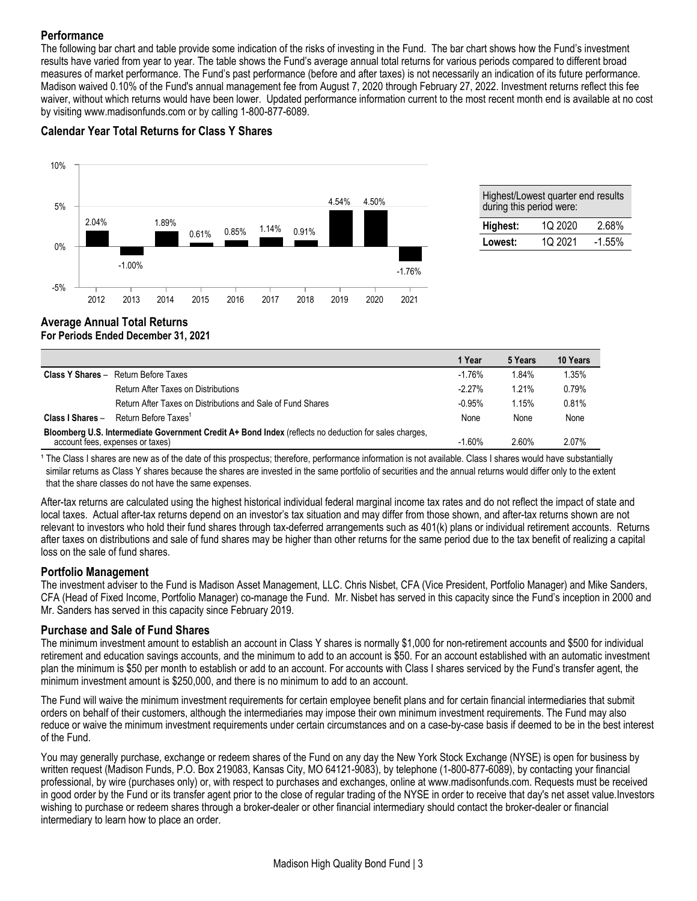## Performance

The following bar chart and table provide some indication of the risks of investing in the Fund. The bar chart shows how the Fund's investment results have varied from year to year. The table shows the Fund's average annual total returns for various periods compared to different broad measures of market performance. The Fund's past performance (before and after taxes) is not necessarily an indication of its future performance. Madison waived 0.10% of the Fund's annual management fee from August 7, 2020 through February 27, 2022. Investment returns reflect this fee waiver, without which returns would have been lower. Updated performance information current to the most recent month end is available at no cost by visiting www.madisonfunds.com or by calling 1-800-877-6089.

### Calendar Year Total Returns for Class Y Shares

| Year | Return |
|---|---|
| 2012 | 2.04% |
| 2013 | -1.00% |
| 2014 | 1.89% |
| 2015 | 0.61% |
| 2016 | 0.85% |
| 2017 | 1.14% |
| 2018 | 0.91% |
| 2019 | 4.54% |
| 2020 | 4.50% |
| 2021 | -1.76% |

| Highest/Lowest quarter end results during this period were: | | |
|---|---|---|
| **Highest:** | 1Q 2020 | 2.68% |
| **Lowest:** | 1Q 2021 | -1.55% |

### Average Annual Total Returns
**For Periods Ended December 31, 2021**

| | | 1 Year | 5 Years | 10 Years |
|---|---|---|---|---|
| **Class Y Shares** – | Return Before Taxes | -1.76% | 1.84% | 1.35% |
| | Return After Taxes on Distributions | -2.27% | 1.21% | 0.79% |
| | Return After Taxes on Distributions and Sale of Fund Shares | -0.95% | 1.15% | 0.81% |
| **Class I Shares** – | Return Before Taxes[1] | None | None | None |
| **Bloomberg U.S. Intermediate Government Credit A+ Bond Index** (reflects no deduction for sales charges, account fees, expenses or taxes) | | -1.60% | 2.60% | 2.07% |

[1] The Class I shares are new as of the date of this prospectus; therefore, performance information is not available. Class I shares would have substantially similar returns as Class Y shares because the shares are invested in the same portfolio of securities and the annual returns would differ only to the extent that the share classes do not have the same expenses.

After-tax returns are calculated using the highest historical individual federal marginal income tax rates and do not reflect the impact of state and local taxes. Actual after-tax returns depend on an investor's tax situation and may differ from those shown, and after-tax returns shown are not relevant to investors who hold their fund shares through tax-deferred arrangements such as 401(k) plans or individual retirement accounts. Returns after taxes on distributions and sale of fund shares may be higher than other returns for the same period due to the tax benefit of realizing a capital loss on the sale of fund shares.

## Portfolio Management

The investment adviser to the Fund is Madison Asset Management, LLC. Chris Nisbet, CFA (Vice President, Portfolio Manager) and Mike Sanders, CFA (Head of Fixed Income, Portfolio Manager) co-manage the Fund. Mr. Nisbet has served in this capacity since the Fund's inception in 2000 and Mr. Sanders has served in this capacity since February 2019.

## Purchase and Sale of Fund Shares

The minimum investment amount to establish an account in Class Y shares is normally $1,000 for non-retirement accounts and $500 for individual retirement and education savings accounts, and the minimum to add to an account is $50. For an account established with an automatic investment plan the minimum is $50 per month to establish or add to an account. For accounts with Class I shares serviced by the Fund's transfer agent, the minimum investment amount is $250,000, and there is no minimum to add to an account.

The Fund will waive the minimum investment requirements for certain employee benefit plans and for certain financial intermediaries that submit orders on behalf of their customers, although the intermediaries may impose their own minimum investment requirements. The Fund may also reduce or waive the minimum investment requirements under certain circumstances and on a case-by-case basis if deemed to be in the best interest of the Fund.

You may generally purchase, exchange or redeem shares of the Fund on any day the New York Stock Exchange (NYSE) is open for business by written request (Madison Funds, P.O. Box 219083, Kansas City, MO 64121-9083), by telephone (1-800-877-6089), by contacting your financial professional, by wire (purchases only) or, with respect to purchases and exchanges, online at www.madisonfunds.com. Requests must be received in good order by the Fund or its transfer agent prior to the close of regular trading of the NYSE in order to receive that day's net asset value.Investors wishing to purchase or redeem shares through a broker-dealer or other financial intermediary should contact the broker-dealer or financial intermediary to learn how to place an order.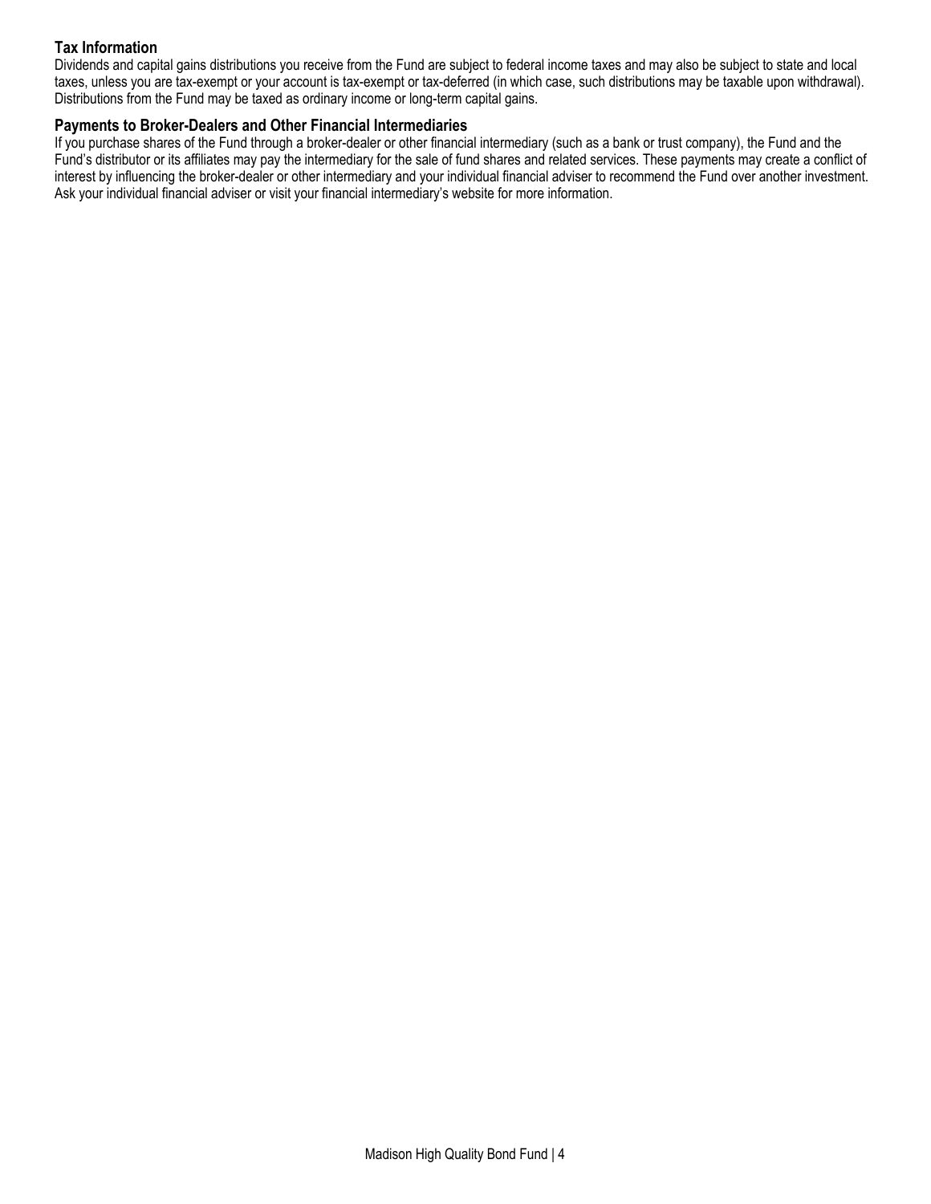### Tax Information

Dividends and capital gains distributions you receive from the Fund are subject to federal income taxes and may also be subject to state and local taxes, unless you are tax-exempt or your account is tax-exempt or tax-deferred (in which case, such distributions may be taxable upon withdrawal). Distributions from the Fund may be taxed as ordinary income or long-term capital gains.

### Payments to Broker-Dealers and Other Financial Intermediaries

If you purchase shares of the Fund through a broker-dealer or other financial intermediary (such as a bank or trust company), the Fund and the Fund's distributor or its affiliates may pay the intermediary for the sale of fund shares and related services. These payments may create a conflict of interest by influencing the broker-dealer or other intermediary and your individual financial adviser to recommend the Fund over another investment. Ask your individual financial adviser or visit your financial intermediary's website for more information.